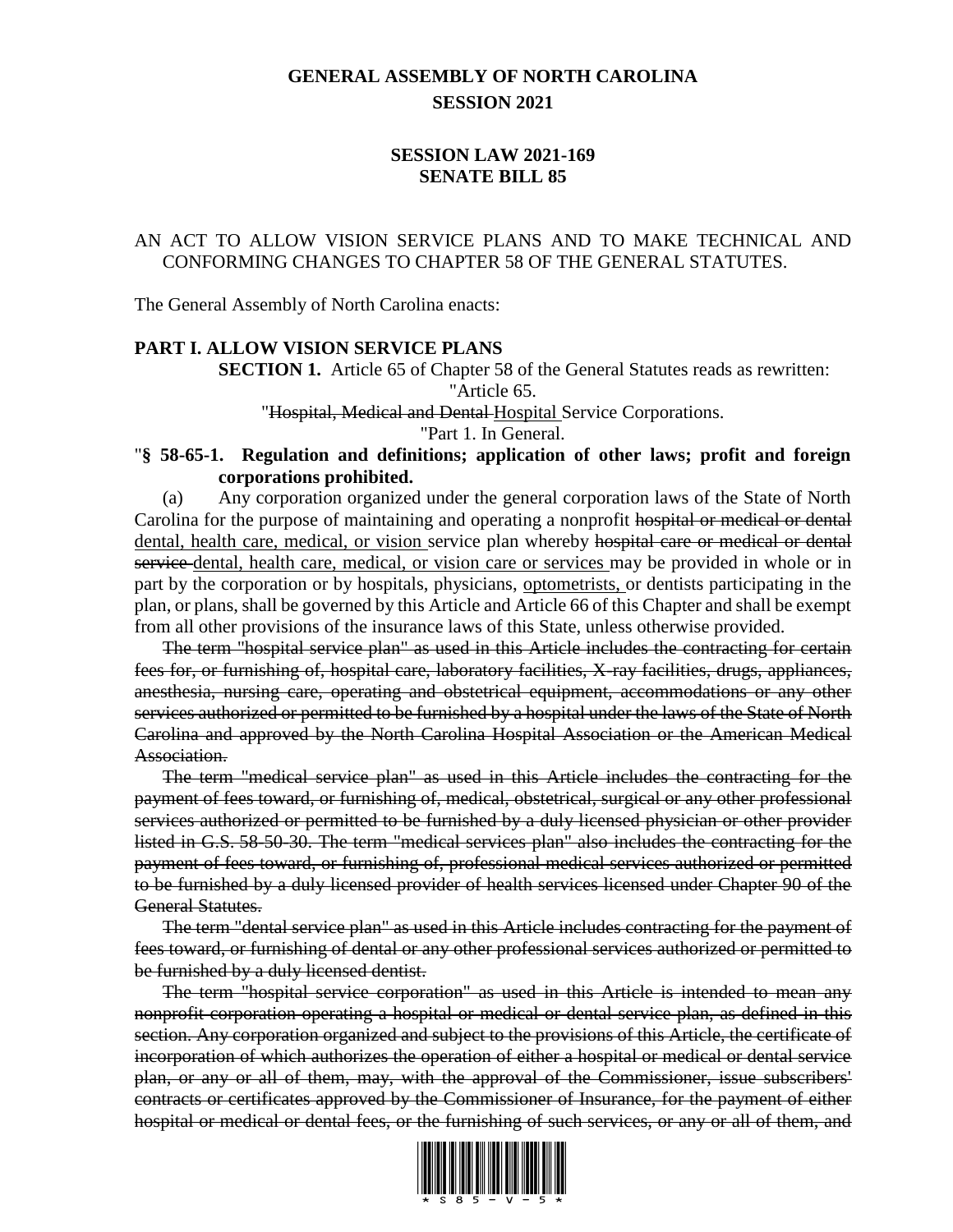# GENERAL ASSEMBLY OF NORTH CAROLINA
## SESSION 2021

## SESSION LAW 2021-169
## SENATE BILL 85

AN ACT TO ALLOW VISION SERVICE PLANS AND TO MAKE TECHNICAL AND CONFORMING CHANGES TO CHAPTER 58 OF THE GENERAL STATUTES.

The General Assembly of North Carolina enacts:

**PART I. ALLOW VISION SERVICE PLANS**

**SECTION 1.** Article 65 of Chapter 58 of the General Statutes reads as rewritten:

"Article 65.

"~~Hospital, Medical and Dental~~ <u>Hospital</u> Service Corporations.

"Part 1. In General.

"**§ 58-65-1. Regulation and definitions; application of other laws; profit and foreign corporations prohibited.**

(a) Any corporation organized under the general corporation laws of the State of North Carolina for the purpose of maintaining and operating a nonprofit ~~hospital or medical or dental~~ <u>dental, health care, medical, or vision</u> service plan whereby ~~hospital care or medical or dental service~~ <u>dental, health care, medical, or vision care or services</u> may be provided in whole or in part by the corporation or by hospitals, physicians, <u>optometrists,</u> or dentists participating in the plan, or plans, shall be governed by this Article and Article 66 of this Chapter and shall be exempt from all other provisions of the insurance laws of this State, unless otherwise provided.

~~The term "hospital service plan" as used in this Article includes the contracting for certain fees for, or furnishing of, hospital care, laboratory facilities, X-ray facilities, drugs, appliances, anesthesia, nursing care, operating and obstetrical equipment, accommodations or any other services authorized or permitted to be furnished by a hospital under the laws of the State of North Carolina and approved by the North Carolina Hospital Association or the American Medical Association.~~

~~The term "medical service plan" as used in this Article includes the contracting for the payment of fees toward, or furnishing of, medical, obstetrical, surgical or any other professional services authorized or permitted to be furnished by a duly licensed physician or other provider listed in G.S. 58-50-30. The term "medical services plan" also includes the contracting for the payment of fees toward, or furnishing of, professional medical services authorized or permitted to be furnished by a duly licensed provider of health services licensed under Chapter 90 of the General Statutes.~~

~~The term "dental service plan" as used in this Article includes contracting for the payment of fees toward, or furnishing of dental or any other professional services authorized or permitted to be furnished by a duly licensed dentist.~~

~~The term "hospital service corporation" as used in this Article is intended to mean any nonprofit corporation operating a hospital or medical or dental service plan, as defined in this section. Any corporation organized and subject to the provisions of this Article, the certificate of incorporation of which authorizes the operation of either a hospital or medical or dental service plan, or any or all of them, may, with the approval of the Commissioner, issue subscribers' contracts or certificates approved by the Commissioner of Insurance, for the payment of either hospital or medical or dental fees, or the furnishing of such services, or any or all of them, and~~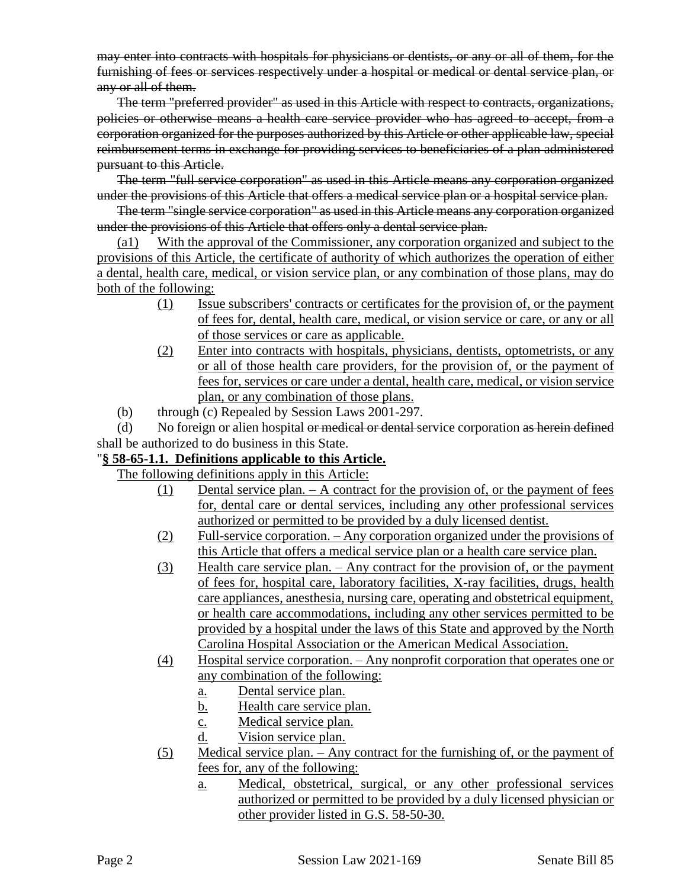~~may enter into contracts with hospitals for physicians or dentists, or any or all of them, for the furnishing of fees or services respectively under a hospital or medical or dental service plan, or any or all of them.~~

~~The term "preferred provider" as used in this Article with respect to contracts, organizations, policies or otherwise means a health care service provider who has agreed to accept, from a corporation organized for the purposes authorized by this Article or other applicable law, special reimbursement terms in exchange for providing services to beneficiaries of a plan administered pursuant to this Article.~~

~~The term "full service corporation" as used in this Article means any corporation organized under the provisions of this Article that offers a medical service plan or a hospital service plan.~~

~~The term "single service corporation" as used in this Article means any corporation organized under the provisions of this Article that offers only a dental service plan.~~

<u>(a1) With the approval of the Commissioner, any corporation organized and subject to the provisions of this Article, the certificate of authority of which authorizes the operation of either a dental, health care, medical, or vision service plan, or any combination of those plans, may do both of the following:</u>

- <u>(1) Issue subscribers' contracts or certificates for the provision of, or the payment of fees for, dental, health care, medical, or vision service or care, or any or all of those services or care as applicable.</u>
- <u>(2) Enter into contracts with hospitals, physicians, dentists, optometrists, or any or all of those health care providers, for the provision of, or the payment of fees for, services or care under a dental, health care, medical, or vision service plan, or any combination of those plans.</u>

(b) through (c) Repealed by Session Laws 2001-297.

(d) No foreign or alien hospital ~~or medical or dental~~ service corporation ~~as herein defined~~ shall be authorized to do business in this State.

"**<u>§ 58-65-1.1. Definitions applicable to this Article.</u>**

<u>The following definitions apply in this Article:</u>

- <u>(1) Dental service plan. – A contract for the provision of, or the payment of fees for, dental care or dental services, including any other professional services authorized or permitted to be provided by a duly licensed dentist.</u>
- <u>(2) Full-service corporation. – Any corporation organized under the provisions of this Article that offers a medical service plan or a health care service plan.</u>
- <u>(3) Health care service plan. – Any contract for the provision of, or the payment of fees for, hospital care, laboratory facilities, X-ray facilities, drugs, health care appliances, anesthesia, nursing care, operating and obstetrical equipment, or health care accommodations, including any other services permitted to be provided by a hospital under the laws of this State and approved by the North Carolina Hospital Association or the American Medical Association.</u>
- <u>(4) Hospital service corporation. – Any nonprofit corporation that operates one or any combination of the following:</u>
  - <u>a. Dental service plan.</u>
  - <u>b. Health care service plan.</u>
  - <u>c. Medical service plan.</u>
  - <u>d. Vision service plan.</u>
- <u>(5) Medical service plan. – Any contract for the furnishing of, or the payment of fees for, any of the following:</u>
  - <u>a. Medical, obstetrical, surgical, or any other professional services authorized or permitted to be provided by a duly licensed physician or other provider listed in G.S. 58-50-30.</u>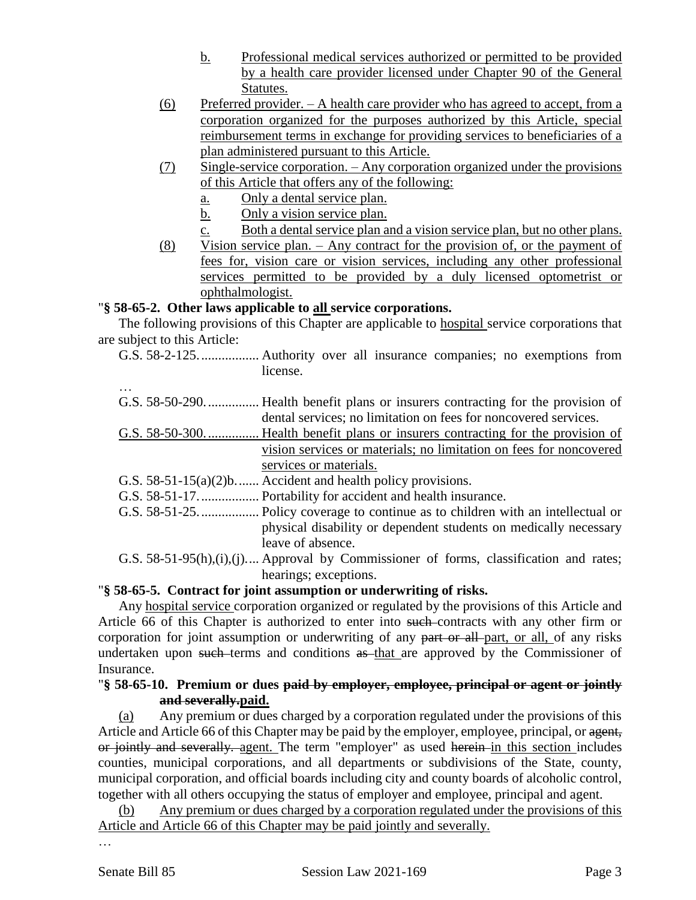b. Professional medical services authorized or permitted to be provided by a health care provider licensed under Chapter 90 of the General Statutes.

(6) Preferred provider. – A health care provider who has agreed to accept, from a corporation organized for the purposes authorized by this Article, special reimbursement terms in exchange for providing services to beneficiaries of a plan administered pursuant to this Article.

(7) Single-service corporation. – Any corporation organized under the provisions of this Article that offers any of the following:

a. Only a dental service plan.

b. Only a vision service plan.

c. Both a dental service plan and a vision service plan, but no other plans.

(8) Vision service plan. – Any contract for the provision of, or the payment of fees for, vision care or vision services, including any other professional services permitted to be provided by a duly licensed optometrist or ophthalmologist.

"**§ 58-65-2. Other laws applicable to all service corporations.**

The following provisions of this Chapter are applicable to hospital service corporations that are subject to this Article:

G.S. 58-2-125. ................. Authority over all insurance companies; no exemptions from license.

…

G.S. 58-50-290. ............... Health benefit plans or insurers contracting for the provision of dental services; no limitation on fees for noncovered services.

G.S. 58-50-300. ............... Health benefit plans or insurers contracting for the provision of vision services or materials; no limitation on fees for noncovered services or materials.

G.S. 58-51-15(a)(2)b. ...... Accident and health policy provisions.

G.S. 58-51-17. ................. Portability for accident and health insurance.

G.S. 58-51-25. ................. Policy coverage to continue as to children with an intellectual or physical disability or dependent students on medically necessary leave of absence.

G.S. 58-51-95(h),(i),(j). ... Approval by Commissioner of forms, classification and rates; hearings; exceptions.

"**§ 58-65-5. Contract for joint assumption or underwriting of risks.**

Any hospital service corporation organized or regulated by the provisions of this Article and Article 66 of this Chapter is authorized to enter into such contracts with any other firm or corporation for joint assumption or underwriting of any part or all part, or all, of any risks undertaken upon such terms and conditions as that are approved by the Commissioner of Insurance.

"**§ 58-65-10. Premium or dues paid by employer, employee, principal or agent or jointly and severally.paid.**

(a) Any premium or dues charged by a corporation regulated under the provisions of this Article and Article 66 of this Chapter may be paid by the employer, employee, principal, or agent, or jointly and severally. agent. The term "employer" as used herein in this section includes counties, municipal corporations, and all departments or subdivisions of the State, county, municipal corporation, and official boards including city and county boards of alcoholic control, together with all others occupying the status of employer and employee, principal and agent.

(b) Any premium or dues charged by a corporation regulated under the provisions of this Article and Article 66 of this Chapter may be paid jointly and severally.

…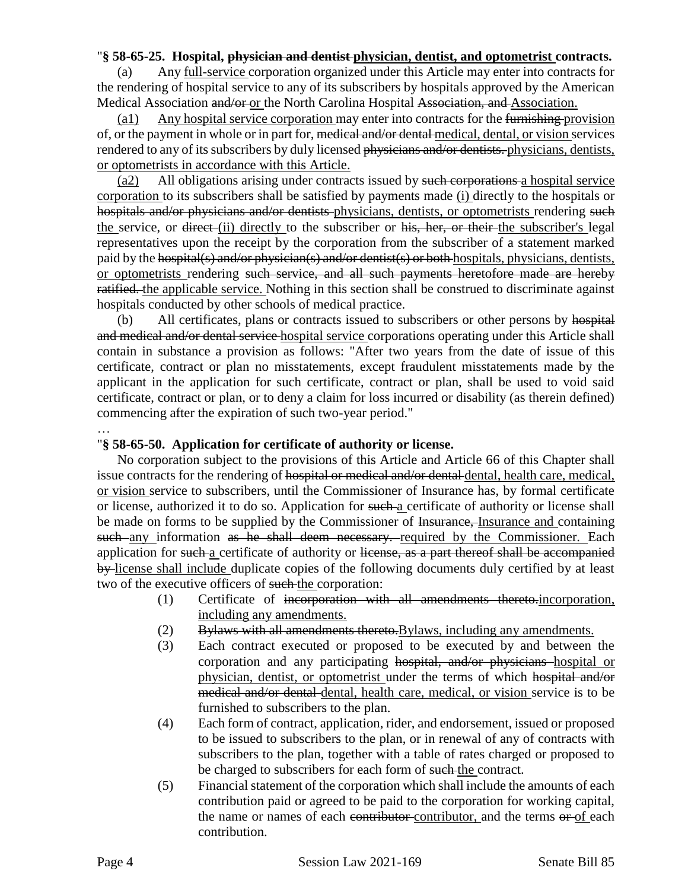"**§ 58-65-25. Hospital, ~~physician and dentist~~ <u>physician, dentist, and optometrist</u> contracts.**

(a) Any <u>full-service</u> corporation organized under this Article may enter into contracts for the rendering of hospital service to any of its subscribers by hospitals approved by the American Medical Association ~~and/or~~ <u>or</u> the North Carolina Hospital ~~Association, and~~ <u>Association.</u>

<u>(a1) Any hospital service corporation</u> may enter into contracts for the ~~furnishing~~ <u>provision</u> of, or the payment in whole or in part for, ~~medical and/or dental~~ <u>medical, dental, or vision</u> services rendered to any of its subscribers by duly licensed ~~physicians and/or dentists.~~ <u>physicians, dentists, or optometrists in accordance with this Article.</u>

<u>(a2)</u> All obligations arising under contracts issued by ~~such corporations~~ <u>a hospital service corporation</u> to its subscribers shall be satisfied by payments made <u>(i)</u> directly to the hospitals or ~~hospitals and/or physicians and/or dentists~~ <u>physicians, dentists, or optometrists</u> rendering ~~such~~ <u>the</u> service, or ~~direct~~ <u>(ii) directly</u> to the subscriber or ~~his, her, or their~~ <u>the subscriber's</u> legal representatives upon the receipt by the corporation from the subscriber of a statement marked paid by the ~~hospital(s) and/or physician(s) and/or dentist(s) or both~~ <u>hospitals, physicians, dentists, or optometrists</u> rendering ~~such service, and all such payments heretofore made are hereby ratified.~~ <u>the applicable service.</u> Nothing in this section shall be construed to discriminate against hospitals conducted by other schools of medical practice.

(b) All certificates, plans or contracts issued to subscribers or other persons by ~~hospital and medical and/or dental service~~ <u>hospital service</u> corporations operating under this Article shall contain in substance a provision as follows: "After two years from the date of issue of this certificate, contract or plan no misstatements, except fraudulent misstatements made by the applicant in the application for such certificate, contract or plan, shall be used to void said certificate, contract or plan, or to deny a claim for loss incurred or disability (as therein defined) commencing after the expiration of such two-year period."

…

"**§ 58-65-50. Application for certificate of authority or license.**

No corporation subject to the provisions of this Article and Article 66 of this Chapter shall issue contracts for the rendering of ~~hospital or medical and/or dental~~ <u>dental, health care, medical, or vision</u> service to subscribers, until the Commissioner of Insurance has, by formal certificate or license, authorized it to do so. Application for ~~such~~ <u>a</u> certificate of authority or license shall be made on forms to be supplied by the Commissioner of ~~Insurance,~~ <u>Insurance and</u> containing ~~such~~ <u>any</u> information ~~as he shall deem necessary.~~ <u>required by the Commissioner.</u> Each application for ~~such~~ <u>a</u> certificate of authority or ~~license, as a part thereof shall be accompanied by~~ <u>license shall include</u> duplicate copies of the following documents duly certified by at least two of the executive officers of ~~such~~ <u>the</u> corporation:

(1) Certificate of ~~incorporation with all amendments thereto.~~<u>incorporation, including any amendments.</u>

(2) ~~Bylaws with all amendments thereto.~~<u>Bylaws, including any amendments.</u>

(3) Each contract executed or proposed to be executed by and between the corporation and any participating ~~hospital, and/or physicians~~ <u>hospital or physician, dentist, or optometrist</u> under the terms of which ~~hospital and/or medical and/or dental~~ <u>dental, health care, medical, or vision</u> service is to be furnished to subscribers to the plan.

(4) Each form of contract, application, rider, and endorsement, issued or proposed to be issued to subscribers to the plan, or in renewal of any of contracts with subscribers to the plan, together with a table of rates charged or proposed to be charged to subscribers for each form of ~~such~~ <u>the</u> contract.

(5) Financial statement of the corporation which shall include the amounts of each contribution paid or agreed to be paid to the corporation for working capital, the name or names of each ~~contributor~~ <u>contributor,</u> and the terms ~~or~~ <u>of</u> each contribution.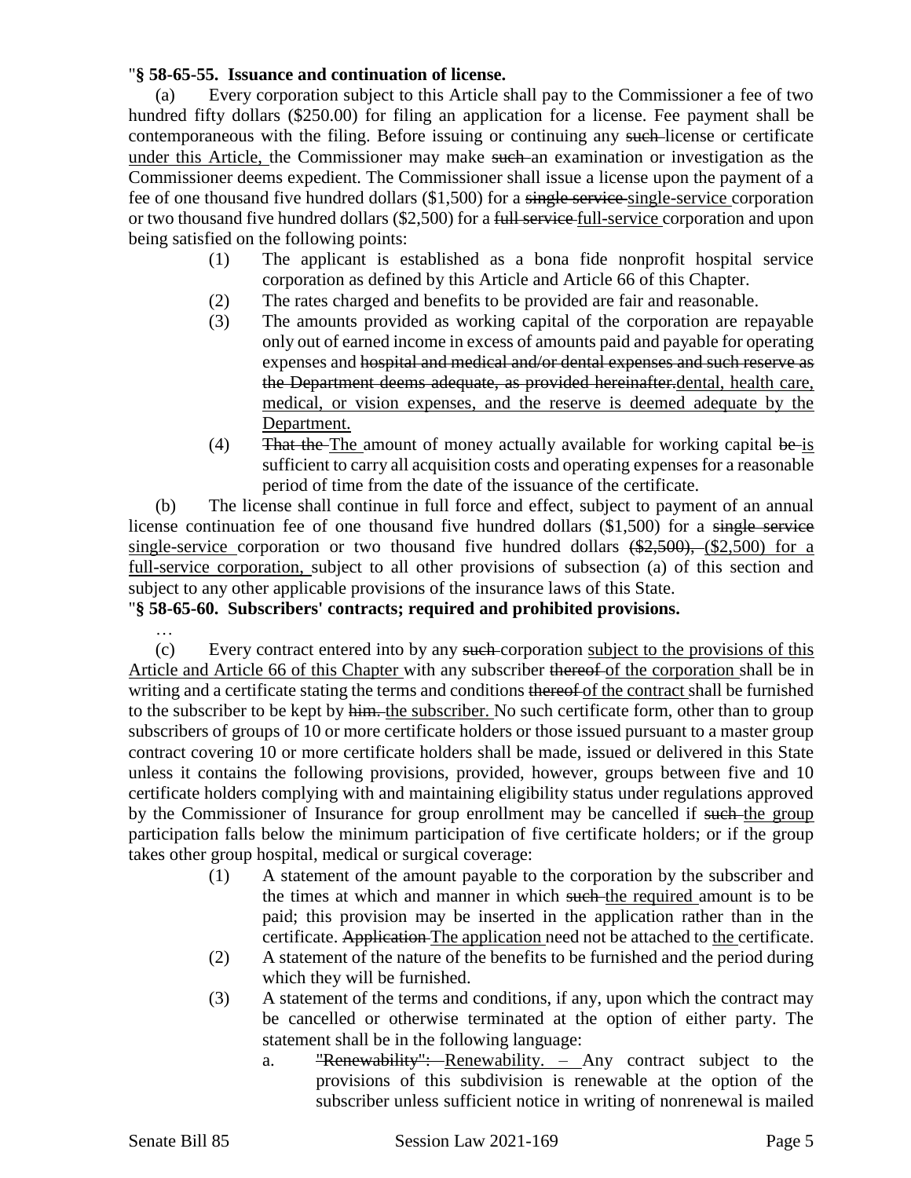"**§ 58-65-55. Issuance and continuation of license.**

(a) Every corporation subject to this Article shall pay to the Commissioner a fee of two hundred fifty dollars ($250.00) for filing an application for a license. Fee payment shall be contemporaneous with the filing. Before issuing or continuing any ~~such~~ license or certificate under this Article, the Commissioner may make ~~such~~ an examination or investigation as the Commissioner deems expedient. The Commissioner shall issue a license upon the payment of a fee of one thousand five hundred dollars ($1,500) for a ~~single service~~ single-service corporation or two thousand five hundred dollars ($2,500) for a ~~full service~~ full-service corporation and upon being satisfied on the following points:

(1) The applicant is established as a bona fide nonprofit hospital service corporation as defined by this Article and Article 66 of this Chapter.

(2) The rates charged and benefits to be provided are fair and reasonable.

(3) The amounts provided as working capital of the corporation are repayable only out of earned income in excess of amounts paid and payable for operating expenses and ~~hospital and medical and/or dental expenses and such reserve as the Department deems adequate, as provided hereinafter.~~dental, health care, medical, or vision expenses, and the reserve is deemed adequate by the Department.

(4) ~~That the~~ The amount of money actually available for working capital ~~be~~ is sufficient to carry all acquisition costs and operating expenses for a reasonable period of time from the date of the issuance of the certificate.

(b) The license shall continue in full force and effect, subject to payment of an annual license continuation fee of one thousand five hundred dollars ($1,500) for a ~~single service~~ single-service corporation or two thousand five hundred dollars ~~($2,500),~~ ($2,500) for a full-service corporation, subject to all other provisions of subsection (a) of this section and subject to any other applicable provisions of the insurance laws of this State.

"**§ 58-65-60. Subscribers' contracts; required and prohibited provisions.**

…

(c) Every contract entered into by any ~~such~~ corporation subject to the provisions of this Article and Article 66 of this Chapter with any subscriber ~~thereof~~ of the corporation shall be in writing and a certificate stating the terms and conditions ~~thereof~~ of the contract shall be furnished to the subscriber to be kept by ~~him.~~ the subscriber. No such certificate form, other than to group subscribers of groups of 10 or more certificate holders or those issued pursuant to a master group contract covering 10 or more certificate holders shall be made, issued or delivered in this State unless it contains the following provisions, provided, however, groups between five and 10 certificate holders complying with and maintaining eligibility status under regulations approved by the Commissioner of Insurance for group enrollment may be cancelled if ~~such~~ the group participation falls below the minimum participation of five certificate holders; or if the group takes other group hospital, medical or surgical coverage:

(1) A statement of the amount payable to the corporation by the subscriber and the times at which and manner in which ~~such~~ the required amount is to be paid; this provision may be inserted in the application rather than in the certificate. ~~Application~~ The application need not be attached to the certificate.

(2) A statement of the nature of the benefits to be furnished and the period during which they will be furnished.

(3) A statement of the terms and conditions, if any, upon which the contract may be cancelled or otherwise terminated at the option of either party. The statement shall be in the following language:

a. ~~"Renewability":~~ Renewability. – Any contract subject to the provisions of this subdivision is renewable at the option of the subscriber unless sufficient notice in writing of nonrenewal is mailed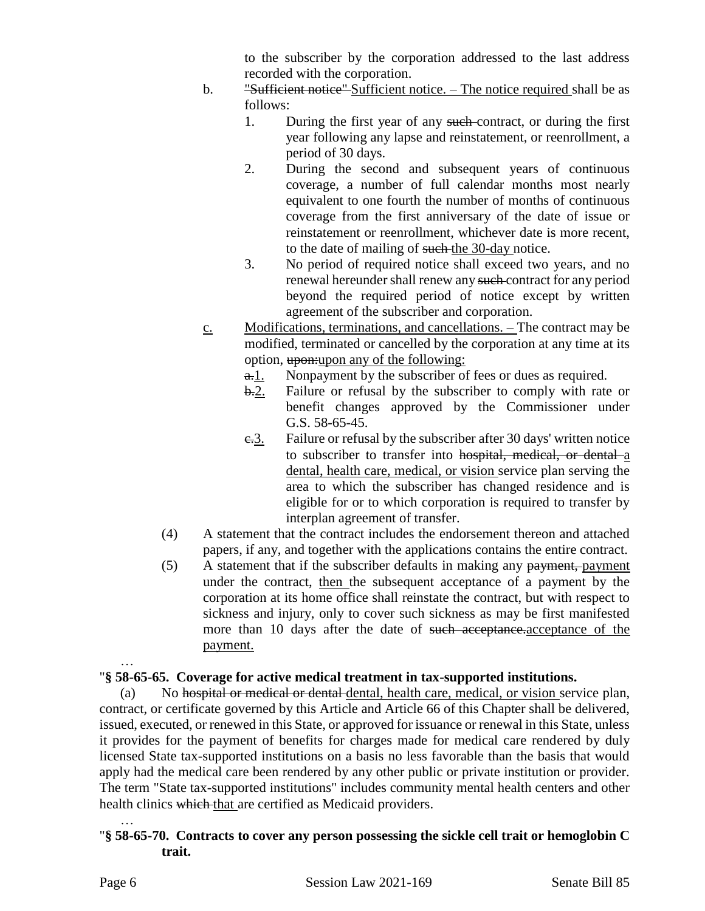to the subscriber by the corporation addressed to the last address recorded with the corporation.

b. ~~"Sufficient notice"~~ Sufficient notice. – The notice required shall be as follows:

1. During the first year of any ~~such~~ contract, or during the first year following any lapse and reinstatement, or reenrollment, a period of 30 days.
2. During the second and subsequent years of continuous coverage, a number of full calendar months most nearly equivalent to one fourth the number of months of continuous coverage from the first anniversary of the date of issue or reinstatement or reenrollment, whichever date is more recent, to the date of mailing of ~~such~~ the 30-day notice.
3. No period of required notice shall exceed two years, and no renewal hereunder shall renew any ~~such~~ contract for any period beyond the required period of notice except by written agreement of the subscriber and corporation.

c. Modifications, terminations, and cancellations. – The contract may be modified, terminated or cancelled by the corporation at any time at its option, ~~upon:~~ upon any of the following:

~~a.~~1. Nonpayment by the subscriber of fees or dues as required.
~~b.~~2. Failure or refusal by the subscriber to comply with rate or benefit changes approved by the Commissioner under G.S. 58-65-45.
~~c.~~3. Failure or refusal by the subscriber after 30 days' written notice to subscriber to transfer into ~~hospital, medical, or dental~~ a dental, health care, medical, or vision service plan serving the area to which the subscriber has changed residence and is eligible for or to which corporation is required to transfer by interplan agreement of transfer.

(4) A statement that the contract includes the endorsement thereon and attached papers, if any, and together with the applications contains the entire contract.

(5) A statement that if the subscriber defaults in making any ~~payment,~~ payment under the contract, then the subsequent acceptance of a payment by the corporation at its home office shall reinstate the contract, but with respect to sickness and injury, only to cover such sickness as may be first manifested more than 10 days after the date of ~~such acceptance.~~ acceptance of the payment.

…

**"§ 58-65-65. Coverage for active medical treatment in tax-supported institutions.**

(a) No ~~hospital or medical or dental~~ dental, health care, medical, or vision service plan, contract, or certificate governed by this Article and Article 66 of this Chapter shall be delivered, issued, executed, or renewed in this State, or approved for issuance or renewal in this State, unless it provides for the payment of benefits for charges made for medical care rendered by duly licensed State tax-supported institutions on a basis no less favorable than the basis that would apply had the medical care been rendered by any other public or private institution or provider. The term "State tax-supported institutions" includes community mental health centers and other health clinics ~~which~~ that are certified as Medicaid providers.

…

**"§ 58-65-70. Contracts to cover any person possessing the sickle cell trait or hemoglobin C trait.**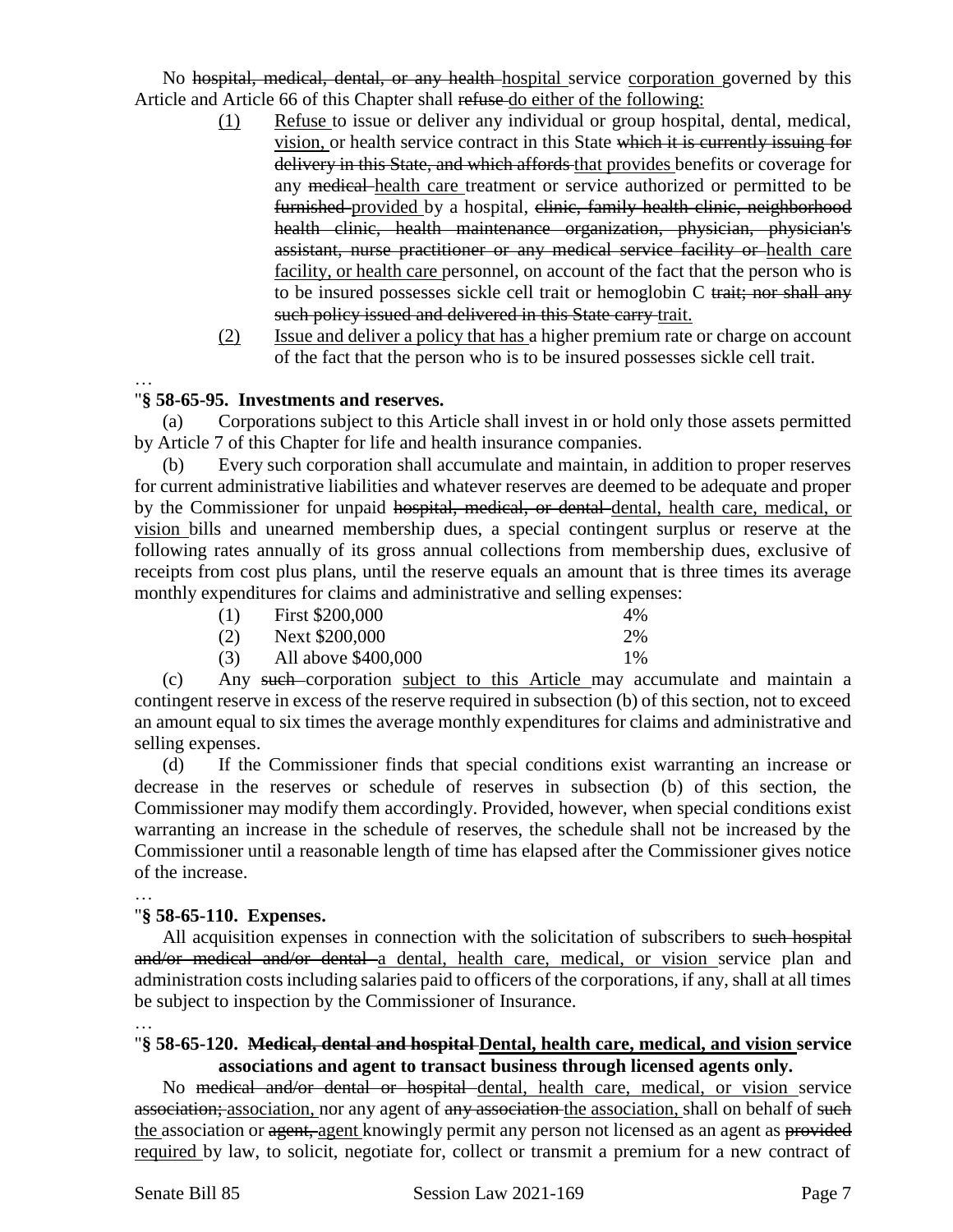No ~~hospital, medical, dental, or any health~~ <u>hospital</u> service <u>corporation</u> governed by this Article and Article 66 of this Chapter shall ~~refuse~~ <u>do either of the following:</u>

(1) <u>Refuse</u> to issue or deliver any individual or group hospital, dental, medical, <u>vision,</u> or health service contract in this State ~~which it is currently issuing for delivery in this State, and which affords~~ <u>that provides</u> benefits or coverage for any ~~medical~~ <u>health care</u> treatment or service authorized or permitted to be ~~furnished~~ <u>provided</u> by a hospital, ~~clinic, family health clinic, neighborhood health clinic, health maintenance organization, physician, physician's assistant, nurse practitioner or any medical service facility or~~ <u>health care facility, or health care</u> personnel, on account of the fact that the person who is to be insured possesses sickle cell trait or hemoglobin C ~~trait; nor shall any such policy issued and delivered in this State carry~~ <u>trait.</u>

(2) <u>Issue and deliver a policy that has</u> a higher premium rate or charge on account of the fact that the person who is to be insured possesses sickle cell trait.

…

"**§ 58-65-95. Investments and reserves.**

(a) Corporations subject to this Article shall invest in or hold only those assets permitted by Article 7 of this Chapter for life and health insurance companies.

(b) Every such corporation shall accumulate and maintain, in addition to proper reserves for current administrative liabilities and whatever reserves are deemed to be adequate and proper by the Commissioner for unpaid ~~hospital, medical, or dental~~ <u>dental, health care, medical, or vision</u> bills and unearned membership dues, a special contingent surplus or reserve at the following rates annually of its gross annual collections from membership dues, exclusive of receipts from cost plus plans, until the reserve equals an amount that is three times its average monthly expenditures for claims and administrative and selling expenses:

| | | |
|---|---|---|
| (1) | First $200,000 | 4% |
| (2) | Next $200,000 | 2% |
| (3) | All above $400,000 | 1% |

(c) Any ~~such~~ corporation <u>subject to this Article</u> may accumulate and maintain a contingent reserve in excess of the reserve required in subsection (b) of this section, not to exceed an amount equal to six times the average monthly expenditures for claims and administrative and selling expenses.

(d) If the Commissioner finds that special conditions exist warranting an increase or decrease in the reserves or schedule of reserves in subsection (b) of this section, the Commissioner may modify them accordingly. Provided, however, when special conditions exist warranting an increase in the schedule of reserves, the schedule shall not be increased by the Commissioner until a reasonable length of time has elapsed after the Commissioner gives notice of the increase.

…

"**§ 58-65-110. Expenses.**

All acquisition expenses in connection with the solicitation of subscribers to ~~such hospital and/or medical and/or dental~~ <u>a dental, health care, medical, or vision</u> service plan and administration costs including salaries paid to officers of the corporations, if any, shall at all times be subject to inspection by the Commissioner of Insurance.

…

"**§ 58-65-120. ~~Medical, dental and hospital~~ <u>Dental, health care, medical, and vision</u> service associations and agent to transact business through licensed agents only.**

No ~~medical and/or dental or hospital~~ <u>dental, health care, medical, or vision</u> service ~~association;~~ <u>association,</u> nor any agent of ~~any association~~ <u>the association,</u> shall on behalf of ~~such~~ <u>the</u> association or ~~agent,~~ <u>agent</u> knowingly permit any person not licensed as an agent as ~~provided~~ <u>required</u> by law, to solicit, negotiate for, collect or transmit a premium for a new contract of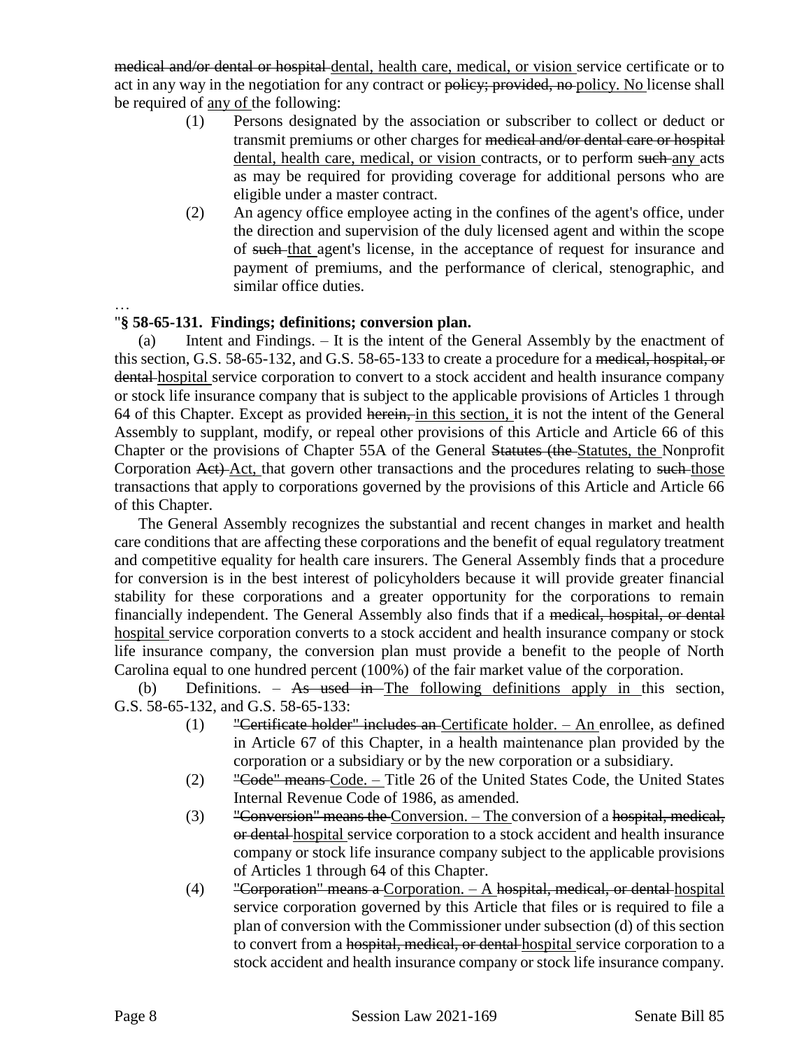~~medical and/or dental or hospital~~ <u>dental, health care, medical, or vision</u> service certificate or to act in any way in the negotiation for any contract or ~~policy; provided, no~~ <u>policy. No</u> license shall be required of <u>any of</u> the following:

(1) Persons designated by the association or subscriber to collect or deduct or transmit premiums or other charges for ~~medical and/or dental care or hospital~~ <u>dental, health care, medical, or vision</u> contracts, or to perform ~~such~~ <u>any</u> acts as may be required for providing coverage for additional persons who are eligible under a master contract.

(2) An agency office employee acting in the confines of the agent's office, under the direction and supervision of the duly licensed agent and within the scope of ~~such~~ <u>that</u> agent's license, in the acceptance of request for insurance and payment of premiums, and the performance of clerical, stenographic, and similar office duties.

…

"**§ 58-65-131. Findings; definitions; conversion plan.**

(a) Intent and Findings. – It is the intent of the General Assembly by the enactment of this section, G.S. 58-65-132, and G.S. 58-65-133 to create a procedure for a ~~medical, hospital, or dental~~ <u>hospital</u> service corporation to convert to a stock accident and health insurance company or stock life insurance company that is subject to the applicable provisions of Articles 1 through 64 of this Chapter. Except as provided ~~herein,~~ <u>in this section,</u> it is not the intent of the General Assembly to supplant, modify, or repeal other provisions of this Article and Article 66 of this Chapter or the provisions of Chapter 55A of the General ~~Statutes (the~~ <u>Statutes, the</u> Nonprofit Corporation ~~Act)~~ <u>Act,</u> that govern other transactions and the procedures relating to ~~such~~ <u>those</u> transactions that apply to corporations governed by the provisions of this Article and Article 66 of this Chapter.

The General Assembly recognizes the substantial and recent changes in market and health care conditions that are affecting these corporations and the benefit of equal regulatory treatment and competitive equality for health care insurers. The General Assembly finds that a procedure for conversion is in the best interest of policyholders because it will provide greater financial stability for these corporations and a greater opportunity for the corporations to remain financially independent. The General Assembly also finds that if a ~~medical, hospital, or dental~~ <u>hospital</u> service corporation converts to a stock accident and health insurance company or stock life insurance company, the conversion plan must provide a benefit to the people of North Carolina equal to one hundred percent (100%) of the fair market value of the corporation.

(b) Definitions. – ~~As used in~~ <u>The following definitions apply in</u> this section, G.S. 58-65-132, and G.S. 58-65-133:

(1) ~~"Certificate holder" includes an~~ <u>Certificate holder. – An</u> enrollee, as defined in Article 67 of this Chapter, in a health maintenance plan provided by the corporation or a subsidiary or by the new corporation or a subsidiary.

(2) ~~"Code" means~~ <u>Code. –</u> Title 26 of the United States Code, the United States Internal Revenue Code of 1986, as amended.

(3) ~~"Conversion" means the~~ <u>Conversion. – The</u> conversion of a ~~hospital, medical, or dental~~ <u>hospital</u> service corporation to a stock accident and health insurance company or stock life insurance company subject to the applicable provisions of Articles 1 through 64 of this Chapter.

(4) ~~"Corporation" means a~~ <u>Corporation. – A</u> ~~hospital, medical, or dental~~ <u>hospital</u> service corporation governed by this Article that files or is required to file a plan of conversion with the Commissioner under subsection (d) of this section to convert from a ~~hospital, medical, or dental~~ <u>hospital</u> service corporation to a stock accident and health insurance company or stock life insurance company.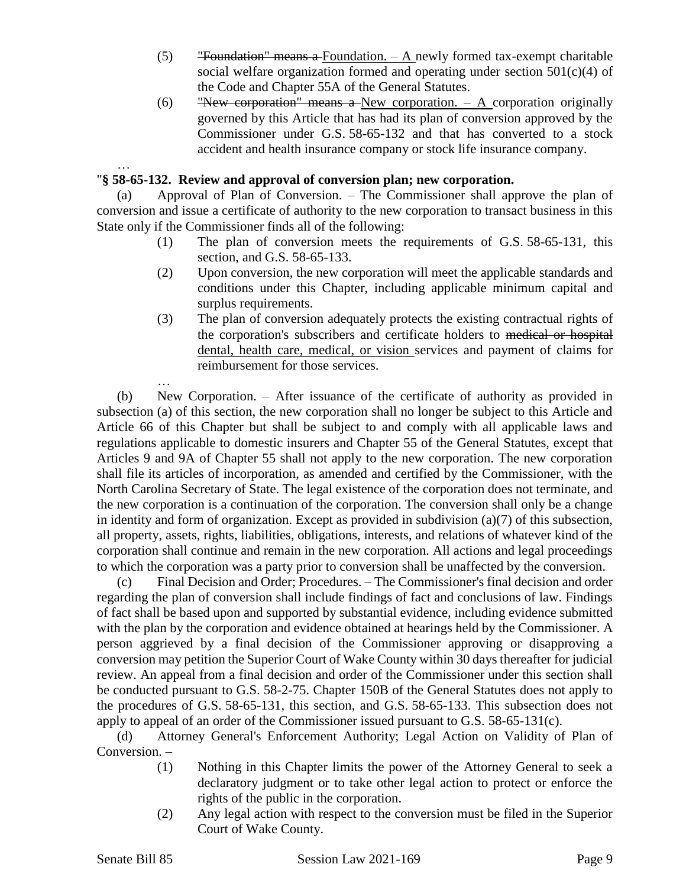(5) ~~"Foundation" means a~~ Foundation. – A newly formed tax-exempt charitable social welfare organization formed and operating under section 501(c)(4) of the Code and Chapter 55A of the General Statutes.

(6) ~~"New corporation" means a~~ New corporation. – A corporation originally governed by this Article that has had its plan of conversion approved by the Commissioner under G.S. 58-65-132 and that has converted to a stock accident and health insurance company or stock life insurance company.

…

"**§ 58-65-132. Review and approval of conversion plan; new corporation.**

(a) Approval of Plan of Conversion. – The Commissioner shall approve the plan of conversion and issue a certificate of authority to the new corporation to transact business in this State only if the Commissioner finds all of the following:

(1) The plan of conversion meets the requirements of G.S. 58-65-131, this section, and G.S. 58-65-133.

(2) Upon conversion, the new corporation will meet the applicable standards and conditions under this Chapter, including applicable minimum capital and surplus requirements.

(3) The plan of conversion adequately protects the existing contractual rights of the corporation's subscribers and certificate holders to ~~medical or hospital~~ dental, health care, medical, or vision services and payment of claims for reimbursement for those services.

…

(b) New Corporation. – After issuance of the certificate of authority as provided in subsection (a) of this section, the new corporation shall no longer be subject to this Article and Article 66 of this Chapter but shall be subject to and comply with all applicable laws and regulations applicable to domestic insurers and Chapter 55 of the General Statutes, except that Articles 9 and 9A of Chapter 55 shall not apply to the new corporation. The new corporation shall file its articles of incorporation, as amended and certified by the Commissioner, with the North Carolina Secretary of State. The legal existence of the corporation does not terminate, and the new corporation is a continuation of the corporation. The conversion shall only be a change in identity and form of organization. Except as provided in subdivision (a)(7) of this subsection, all property, assets, rights, liabilities, obligations, interests, and relations of whatever kind of the corporation shall continue and remain in the new corporation. All actions and legal proceedings to which the corporation was a party prior to conversion shall be unaffected by the conversion.

(c) Final Decision and Order; Procedures. – The Commissioner's final decision and order regarding the plan of conversion shall include findings of fact and conclusions of law. Findings of fact shall be based upon and supported by substantial evidence, including evidence submitted with the plan by the corporation and evidence obtained at hearings held by the Commissioner. A person aggrieved by a final decision of the Commissioner approving or disapproving a conversion may petition the Superior Court of Wake County within 30 days thereafter for judicial review. An appeal from a final decision and order of the Commissioner under this section shall be conducted pursuant to G.S. 58-2-75. Chapter 150B of the General Statutes does not apply to the procedures of G.S. 58-65-131, this section, and G.S. 58-65-133. This subsection does not apply to appeal of an order of the Commissioner issued pursuant to G.S. 58-65-131(c).

(d) Attorney General's Enforcement Authority; Legal Action on Validity of Plan of Conversion. –

(1) Nothing in this Chapter limits the power of the Attorney General to seek a declaratory judgment or to take other legal action to protect or enforce the rights of the public in the corporation.

(2) Any legal action with respect to the conversion must be filed in the Superior Court of Wake County.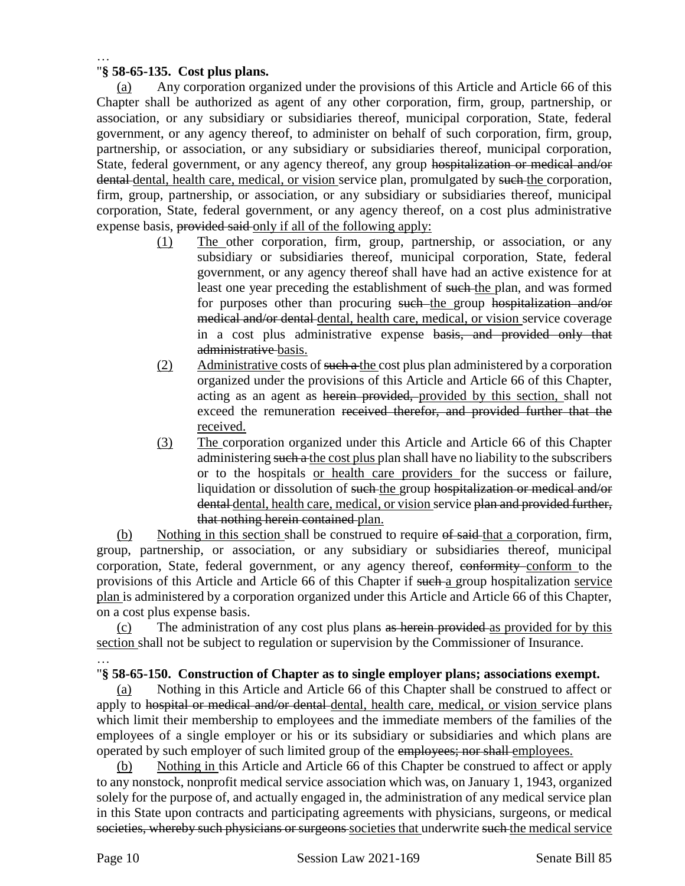…

"**§ 58-65-135. Cost plus plans.**

<u>(a)</u> Any corporation organized under the provisions of this Article and Article 66 of this Chapter shall be authorized as agent of any other corporation, firm, group, partnership, or association, or any subsidiary or subsidiaries thereof, municipal corporation, State, federal government, or any agency thereof, to administer on behalf of such corporation, firm, group, partnership, or association, or any subsidiary or subsidiaries thereof, municipal corporation, State, federal government, or any agency thereof, any group ~~hospitalization or medical and/or dental~~ <u>dental, health care, medical, or vision</u> service plan, promulgated by ~~such~~ <u>the</u> corporation, firm, group, partnership, or association, or any subsidiary or subsidiaries thereof, municipal corporation, State, federal government, or any agency thereof, on a cost plus administrative expense basis, ~~provided said~~ <u>only if all of the following apply:</u>

<u>(1)</u> <u>The</u> other corporation, firm, group, partnership, or association, or any subsidiary or subsidiaries thereof, municipal corporation, State, federal government, or any agency thereof shall have had an active existence for at least one year preceding the establishment of ~~such~~ <u>the</u> plan, and was formed for purposes other than procuring ~~such~~ <u>the</u> group ~~hospitalization and/or medical and/or dental~~ <u>dental, health care, medical, or vision</u> service coverage in a cost plus administrative expense ~~basis, and provided only that administrative~~ <u>basis.</u>

<u>(2)</u> <u>Administrative</u> costs of ~~such a~~ <u>the</u> cost plus plan administered by a corporation organized under the provisions of this Article and Article 66 of this Chapter, acting as an agent as ~~herein provided,~~ <u>provided by this section,</u> shall not exceed the remuneration ~~received therefor, and provided further that the~~ <u>received.</u>

<u>(3)</u> <u>The</u> corporation organized under this Article and Article 66 of this Chapter administering ~~such a~~ <u>the cost plus</u> plan shall have no liability to the subscribers or to the hospitals <u>or health care providers</u> for the success or failure, liquidation or dissolution of ~~such~~ <u>the</u> group ~~hospitalization or medical and/or dental~~ <u>dental, health care, medical, or vision</u> service ~~plan and provided further, that nothing herein contained~~ <u>plan.</u>

<u>(b)</u> <u>Nothing in this section</u> shall be construed to require ~~of said~~ <u>that a</u> corporation, firm, group, partnership, or association, or any subsidiary or subsidiaries thereof, municipal corporation, State, federal government, or any agency thereof, ~~conformity~~ <u>conform</u> to the provisions of this Article and Article 66 of this Chapter if ~~such~~ <u>a</u> group hospitalization <u>service plan</u> is administered by a corporation organized under this Article and Article 66 of this Chapter, on a cost plus expense basis.

<u>(c)</u> The administration of any cost plus plans ~~as herein provided~~ <u>as provided for by this section</u> shall not be subject to regulation or supervision by the Commissioner of Insurance.

…

"**§ 58-65-150. Construction of Chapter as to single employer plans; associations exempt.**

<u>(a)</u> Nothing in this Article and Article 66 of this Chapter shall be construed to affect or apply to ~~hospital or medical and/or dental~~ <u>dental, health care, medical, or vision</u> service plans which limit their membership to employees and the immediate members of the families of the employees of a single employer or his or its subsidiary or subsidiaries and which plans are operated by such employer of such limited group of the ~~employees; nor shall~~ <u>employees.</u>

<u>(b)</u> <u>Nothing in</u> this Article and Article 66 of this Chapter be construed to affect or apply to any nonstock, nonprofit medical service association which was, on January 1, 1943, organized solely for the purpose of, and actually engaged in, the administration of any medical service plan in this State upon contracts and participating agreements with physicians, surgeons, or medical ~~societies, whereby such physicians or surgeons~~ <u>societies that</u> underwrite ~~such~~ <u>the medical service</u>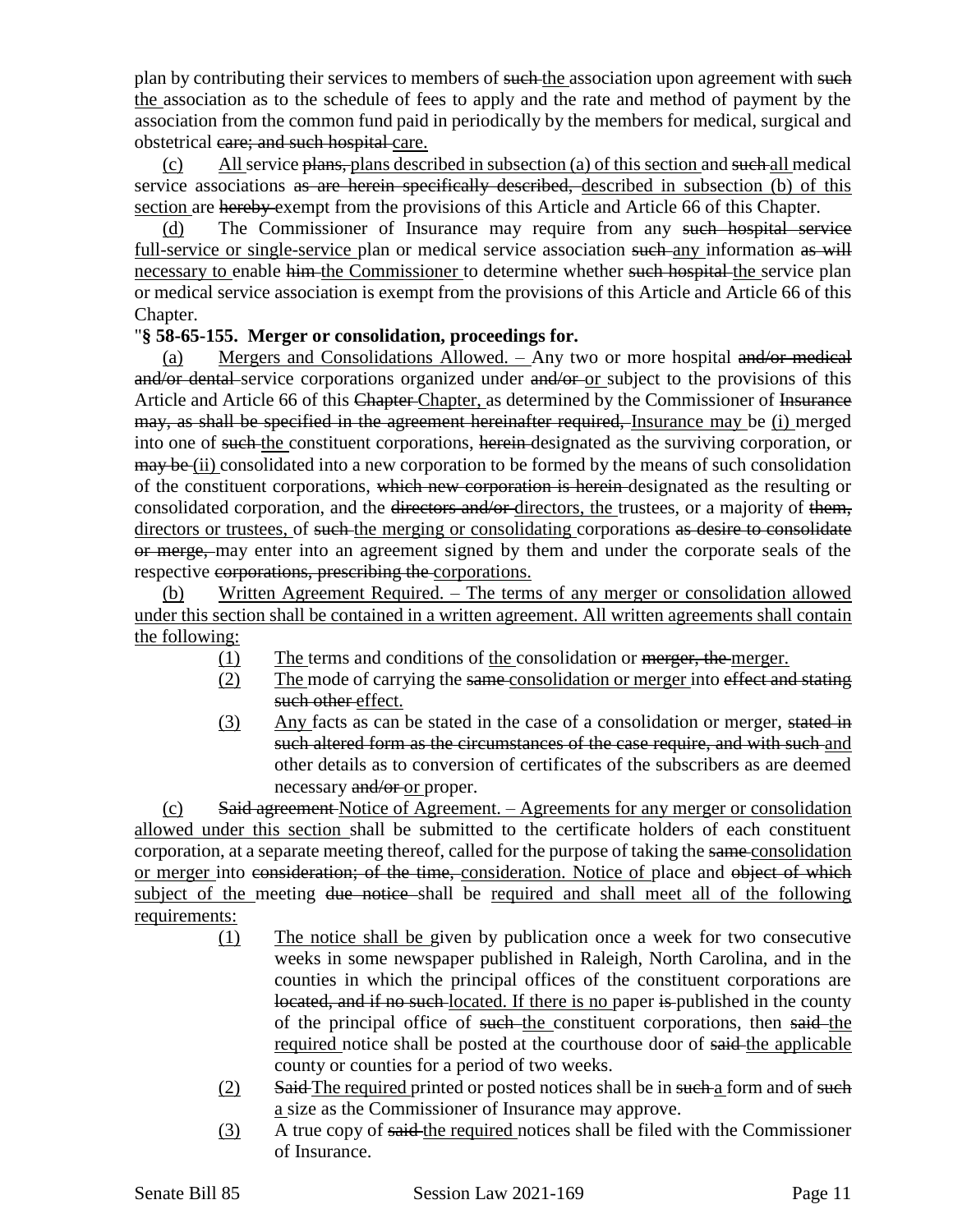plan by contributing their services to members of ~~such~~ <u>the</u> association upon agreement with ~~such~~ <u>the</u> association as to the schedule of fees to apply and the rate and method of payment by the association from the common fund paid in periodically by the members for medical, surgical and obstetrical ~~care; and such hospital~~ <u>care.</u>

<u>(c)</u> <u>All service</u> ~~plans,~~ <u>plans described in subsection (a) of this section</u> and ~~such~~ <u>all</u> medical service associations ~~as are herein specifically described,~~ <u>described in subsection (b) of this section</u> are ~~hereby~~ exempt from the provisions of this Article and Article 66 of this Chapter.

<u>(d)</u> The Commissioner of Insurance may require from any ~~such hospital service~~ <u>full-service or single-service</u> plan or medical service association ~~such~~ <u>any</u> information ~~as will~~ <u>necessary to</u> enable ~~him~~ <u>the Commissioner</u> to determine whether ~~such hospital~~ <u>the</u> service plan or medical service association is exempt from the provisions of this Article and Article 66 of this Chapter.

"**§ 58-65-155. Merger or consolidation, proceedings for.**

<u>(a)</u> <u>Mergers and Consolidations Allowed. –</u> Any two or more hospital ~~and/or medical and/or dental~~ service corporations organized under ~~and/or~~ <u>or</u> subject to the provisions of this Article and Article 66 of this ~~Chapter~~ <u>Chapter,</u> as determined by the Commissioner of ~~Insurance may, as shall be specified in the agreement hereinafter required,~~ <u>Insurance may</u> be <u>(i)</u> merged into one of ~~such~~ <u>the</u> constituent corporations, ~~herein~~ designated as the surviving corporation, or ~~may be~~ <u>(ii)</u> consolidated into a new corporation to be formed by the means of such consolidation of the constituent corporations, ~~which new corporation is herein~~ designated as the resulting or consolidated corporation, and the ~~directors and/or~~ <u>directors, the</u> trustees, or a majority of ~~them,~~ <u>directors or trustees,</u> of ~~such~~ <u>the merging or consolidating</u> corporations ~~as desire to consolidate or merge,~~ may enter into an agreement signed by them and under the corporate seals of the respective ~~corporations, prescribing the~~ <u>corporations.</u>

<u>(b)</u> <u>Written Agreement Required. – The terms of any merger or consolidation allowed under this section shall be contained in a written agreement. All written agreements shall contain the following:</u>

- <u>(1)</u> <u>The</u> terms and conditions of <u>the</u> consolidation or ~~merger, the~~ <u>merger.</u>
- <u>(2)</u> <u>The</u> mode of carrying the ~~same~~ <u>consolidation or merger</u> into ~~effect and stating such other~~ <u>effect.</u>
- <u>(3)</u> <u>Any</u> facts as can be stated in the case of a consolidation or merger, ~~stated in such altered form as the circumstances of the case require, and with such~~ <u>and</u> other details as to conversion of certificates of the subscribers as are deemed necessary ~~and/or~~ <u>or</u> proper.

<u>(c)</u> ~~Said agreement~~ <u>Notice of Agreement. – Agreements for any merger or consolidation allowed under this section</u> shall be submitted to the certificate holders of each constituent corporation, at a separate meeting thereof, called for the purpose of taking the ~~same~~ <u>consolidation or merger</u> into ~~consideration; of the time,~~ <u>consideration. Notice of</u> place and ~~object of which~~ <u>subject of the</u> meeting ~~due notice~~ shall be <u>required and shall meet all of the following requirements:</u>

- <u>(1)</u> <u>The notice shall be</u> given by publication once a week for two consecutive weeks in some newspaper published in Raleigh, North Carolina, and in the counties in which the principal offices of the constituent corporations are ~~located, and if no such~~ <u>located. If there is no</u> paper ~~is~~ published in the county of the principal office of ~~such~~ <u>the</u> constituent corporations, then ~~said~~ <u>the required</u> notice shall be posted at the courthouse door of ~~said~~ <u>the applicable</u> county or counties for a period of two weeks.
- <u>(2)</u> ~~Said~~ <u>The required</u> printed or posted notices shall be in ~~such~~ <u>a</u> form and of ~~such~~ <u>a</u> size as the Commissioner of Insurance may approve.
- <u>(3)</u> A true copy of ~~said~~ <u>the required</u> notices shall be filed with the Commissioner of Insurance.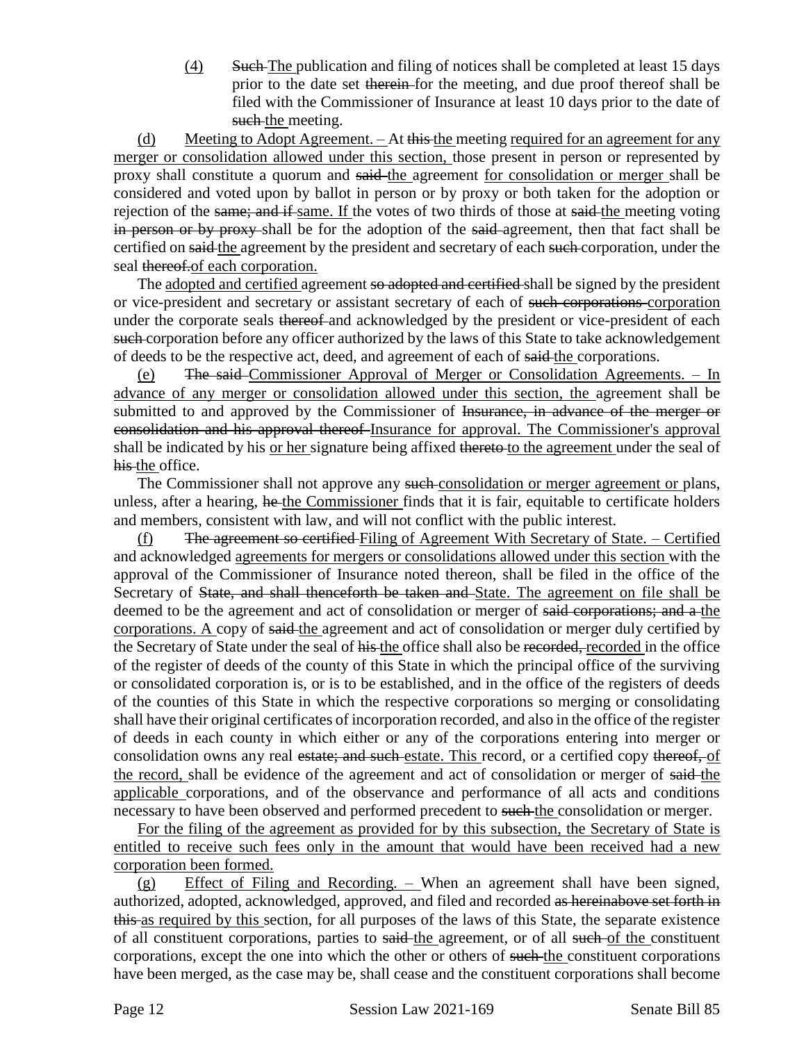(4) ~~Such~~ <u>The</u> publication and filing of notices shall be completed at least 15 days prior to the date set ~~therein~~ for the meeting, and due proof thereof shall be filed with the Commissioner of Insurance at least 10 days prior to the date of ~~such~~ <u>the</u> meeting.

<u>(d) Meeting to Adopt Agreement. –</u> At ~~this~~ <u>the</u> meeting <u>required for an agreement for any merger or consolidation allowed under this section,</u> those present in person or represented by proxy shall constitute a quorum and ~~said~~ <u>the</u> agreement <u>for consolidation or merger</u> shall be considered and voted upon by ballot in person or by proxy or both taken for the adoption or rejection of the ~~same; and if~~ <u>same. If</u> the votes of two thirds of those at ~~said~~ <u>the</u> meeting voting ~~in person or by proxy~~ shall be for the adoption of the ~~said~~ agreement, then that fact shall be certified on ~~said~~ <u>the</u> agreement by the president and secretary of each ~~such~~ corporation, under the seal ~~thereof.~~<u>of each corporation.</u>

The <u>adopted and certified</u> agreement ~~so adopted and certified~~ shall be signed by the president or vice-president and secretary or assistant secretary of each of ~~such corporations~~ <u>corporation</u> under the corporate seals ~~thereof~~ and acknowledged by the president or vice-president of each ~~such~~ corporation before any officer authorized by the laws of this State to take acknowledgement of deeds to be the respective act, deed, and agreement of each of ~~said~~ <u>the</u> corporations.

<u>(e)</u> ~~The said~~ <u>Commissioner Approval of Merger or Consolidation Agreements. – In advance of any merger or consolidation allowed under this section, the</u> agreement shall be submitted to and approved by the Commissioner of ~~Insurance, in advance of the merger or consolidation and his approval thereof~~ <u>Insurance for approval. The Commissioner's approval</u> shall be indicated by his <u>or her</u> signature being affixed ~~thereto~~ <u>to the agreement</u> under the seal of ~~his~~ <u>the</u> office.

The Commissioner shall not approve any ~~such~~ <u>consolidation or merger agreement or</u> plans, unless, after a hearing, ~~he~~ <u>the Commissioner</u> finds that it is fair, equitable to certificate holders and members, consistent with law, and will not conflict with the public interest.

<u>(f)</u> ~~The agreement so certified~~ <u>Filing of Agreement With Secretary of State. – Certified</u> and acknowledged <u>agreements for mergers or consolidations allowed under this section</u> with the approval of the Commissioner of Insurance noted thereon, shall be filed in the office of the Secretary of ~~State, and shall thenceforth be taken and~~ <u>State. The agreement on file shall be</u> deemed to be the agreement and act of consolidation or merger of ~~said corporations; and a~~ <u>the corporations. A</u> copy of ~~said~~ <u>the</u> agreement and act of consolidation or merger duly certified by the Secretary of State under the seal of ~~his~~ <u>the</u> office shall also be ~~recorded,~~ <u>recorded</u> in the office of the register of deeds of the county of this State in which the principal office of the surviving or consolidated corporation is, or is to be established, and in the office of the registers of deeds of the counties of this State in which the respective corporations so merging or consolidating shall have their original certificates of incorporation recorded, and also in the office of the register of deeds in each county in which either or any of the corporations entering into merger or consolidation owns any real ~~estate; and such~~ <u>estate. This</u> record, or a certified copy ~~thereof,~~ <u>of the record,</u> shall be evidence of the agreement and act of consolidation or merger of ~~said~~ <u>the applicable</u> corporations, and of the observance and performance of all acts and conditions necessary to have been observed and performed precedent to ~~such~~ <u>the</u> consolidation or merger.

<u>For the filing of the agreement as provided for by this subsection, the Secretary of State is entitled to receive such fees only in the amount that would have been received had a new corporation been formed.</u>

<u>(g) Effect of Filing and Recording. –</u> When an agreement shall have been signed, authorized, adopted, acknowledged, approved, and filed and recorded ~~as hereinabove set forth in this~~ <u>as required by this</u> section, for all purposes of the laws of this State, the separate existence of all constituent corporations, parties to ~~said~~ <u>the</u> agreement, or of all ~~such~~ <u>of the</u> constituent corporations, except the one into which the other or others of ~~such~~ <u>the</u> constituent corporations have been merged, as the case may be, shall cease and the constituent corporations shall become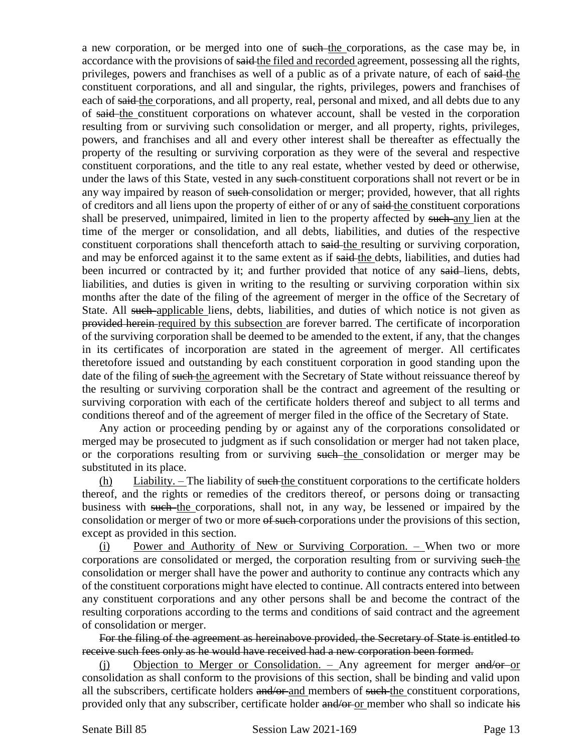a new corporation, or be merged into one of ~~such~~ <u>the</u> corporations, as the case may be, in accordance with the provisions of ~~said~~ <u>the filed and recorded</u> agreement, possessing all the rights, privileges, powers and franchises as well of a public as of a private nature, of each of ~~said~~ <u>the</u> constituent corporations, and all and singular, the rights, privileges, powers and franchises of each of ~~said~~ <u>the</u> corporations, and all property, real, personal and mixed, and all debts due to any of ~~said~~ <u>the</u> constituent corporations on whatever account, shall be vested in the corporation resulting from or surviving such consolidation or merger, and all property, rights, privileges, powers, and franchises and all and every other interest shall be thereafter as effectually the property of the resulting or surviving corporation as they were of the several and respective constituent corporations, and the title to any real estate, whether vested by deed or otherwise, under the laws of this State, vested in any ~~such~~ constituent corporations shall not revert or be in any way impaired by reason of ~~such~~ consolidation or merger; provided, however, that all rights of creditors and all liens upon the property of either of or any of ~~said~~ <u>the</u> constituent corporations shall be preserved, unimpaired, limited in lien to the property affected by ~~such~~ <u>any</u> lien at the time of the merger or consolidation, and all debts, liabilities, and duties of the respective constituent corporations shall thenceforth attach to ~~said~~ <u>the</u> resulting or surviving corporation, and may be enforced against it to the same extent as if ~~said~~ <u>the</u> debts, liabilities, and duties had been incurred or contracted by it; and further provided that notice of any ~~said~~ liens, debts, liabilities, and duties is given in writing to the resulting or surviving corporation within six months after the date of the filing of the agreement of merger in the office of the Secretary of State. All ~~such~~ <u>applicable</u> liens, debts, liabilities, and duties of which notice is not given as ~~provided herein~~ <u>required by this subsection</u> are forever barred. The certificate of incorporation of the surviving corporation shall be deemed to be amended to the extent, if any, that the changes in its certificates of incorporation are stated in the agreement of merger. All certificates theretofore issued and outstanding by each constituent corporation in good standing upon the date of the filing of ~~such~~ <u>the</u> agreement with the Secretary of State without reissuance thereof by the resulting or surviving corporation shall be the contract and agreement of the resulting or surviving corporation with each of the certificate holders thereof and subject to all terms and conditions thereof and of the agreement of merger filed in the office of the Secretary of State.

Any action or proceeding pending by or against any of the corporations consolidated or merged may be prosecuted to judgment as if such consolidation or merger had not taken place, or the corporations resulting from or surviving ~~such~~ <u>the</u> consolidation or merger may be substituted in its place.

<u>(h) Liability. –</u> The liability of ~~such~~ <u>the</u> constituent corporations to the certificate holders thereof, and the rights or remedies of the creditors thereof, or persons doing or transacting business with ~~such~~ <u>the</u> corporations, shall not, in any way, be lessened or impaired by the consolidation or merger of two or more ~~of such~~ corporations under the provisions of this section, except as provided in this section.

<u>(i) Power and Authority of New or Surviving Corporation. –</u> When two or more corporations are consolidated or merged, the corporation resulting from or surviving ~~such~~ <u>the</u> consolidation or merger shall have the power and authority to continue any contracts which any of the constituent corporations might have elected to continue. All contracts entered into between any constituent corporations and any other persons shall be and become the contract of the resulting corporations according to the terms and conditions of said contract and the agreement of consolidation or merger.

~~For the filing of the agreement as hereinabove provided, the Secretary of State is entitled to receive such fees only as he would have received had a new corporation been formed.~~

<u>(j) Objection to Merger or Consolidation. –</u> Any agreement for merger ~~and/or~~ <u>or</u> consolidation as shall conform to the provisions of this section, shall be binding and valid upon all the subscribers, certificate holders ~~and/or~~ <u>and</u> members of ~~such~~ <u>the</u> constituent corporations, provided only that any subscriber, certificate holder ~~and/or~~ <u>or</u> member who shall so indicate ~~his~~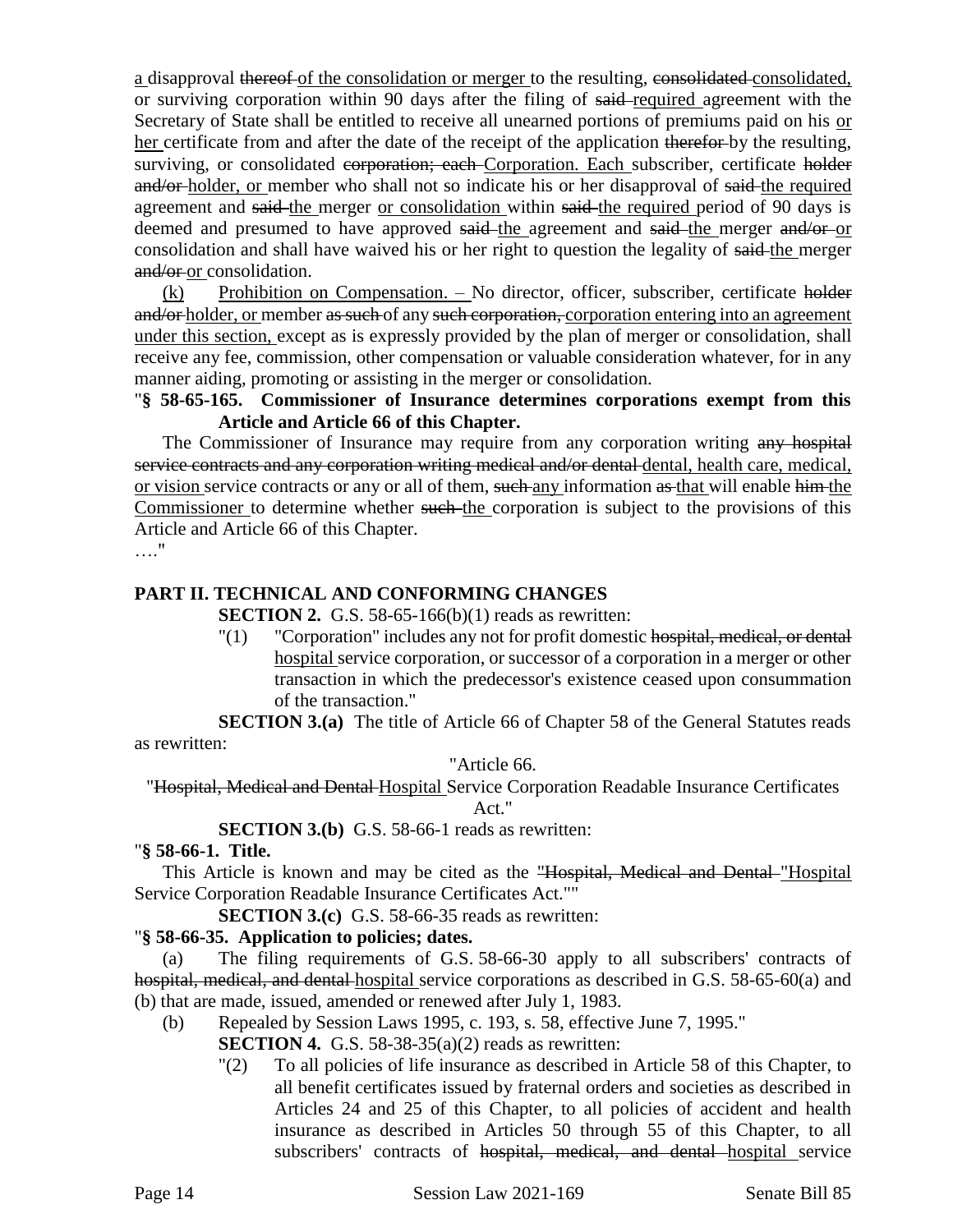<u>a</u> disapproval ~~thereof~~ <u>of the consolidation or merger</u> to the resulting, ~~consolidated~~ <u>consolidated,</u> or surviving corporation within 90 days after the filing of ~~said~~ <u>required</u> agreement with the Secretary of State shall be entitled to receive all unearned portions of premiums paid on his <u>or her</u> certificate from and after the date of the receipt of the application ~~therefor~~ by the resulting, surviving, or consolidated ~~corporation; each~~ <u>Corporation. Each</u> subscriber, certificate ~~holder and/or~~ <u>holder, or</u> member who shall not so indicate his or her disapproval of ~~said~~ <u>the required</u> agreement and ~~said~~ <u>the</u> merger <u>or consolidation</u> within ~~said~~ <u>the required</u> period of 90 days is deemed and presumed to have approved ~~said~~ <u>the</u> agreement and ~~said~~ <u>the</u> merger ~~and/or~~ <u>or</u> consolidation and shall have waived his or her right to question the legality of ~~said~~ <u>the</u> merger ~~and/or~~ <u>or</u> consolidation.

<u>(k) Prohibition on Compensation. –</u> No director, officer, subscriber, certificate ~~holder and/or~~ <u>holder, or</u> member ~~as such~~ of any ~~such corporation,~~ <u>corporation entering into an agreement under this section,</u> except as is expressly provided by the plan of merger or consolidation, shall receive any fee, commission, other compensation or valuable consideration whatever, for in any manner aiding, promoting or assisting in the merger or consolidation.

"**§ 58-65-165. Commissioner of Insurance determines corporations exempt from this Article and Article 66 of this Chapter.**

The Commissioner of Insurance may require from any corporation writing ~~any hospital service contracts and any corporation writing medical and/or dental~~ <u>dental, health care, medical, or vision</u> service contracts or any or all of them, ~~such~~ <u>any</u> information ~~as~~ <u>that</u> will enable ~~him~~ <u>the Commissioner</u> to determine whether ~~such~~ <u>the</u> corporation is subject to the provisions of this Article and Article 66 of this Chapter.

…."

## PART II. TECHNICAL AND CONFORMING CHANGES

**SECTION 2.** G.S. 58-65-166(b)(1) reads as rewritten:

"(1) "Corporation" includes any not for profit domestic ~~hospital, medical, or dental~~ <u>hospital</u> service corporation, or successor of a corporation in a merger or other transaction in which the predecessor's existence ceased upon consummation of the transaction."

**SECTION 3.(a)** The title of Article 66 of Chapter 58 of the General Statutes reads as rewritten:

"Article 66.

"~~Hospital, Medical and Dental~~ <u>Hospital</u> Service Corporation Readable Insurance Certificates Act."

**SECTION 3.(b)** G.S. 58-66-1 reads as rewritten:

"**§ 58-66-1. Title.**

This Article is known and may be cited as the ~~"Hospital, Medical and Dental~~ <u>"Hospital</u> Service Corporation Readable Insurance Certificates Act.""

**SECTION 3.(c)** G.S. 58-66-35 reads as rewritten:

"**§ 58-66-35. Application to policies; dates.**

(a) The filing requirements of G.S. 58-66-30 apply to all subscribers' contracts of ~~hospital, medical, and dental~~ <u>hospital</u> service corporations as described in G.S. 58-65-60(a) and (b) that are made, issued, amended or renewed after July 1, 1983.

(b) Repealed by Session Laws 1995, c. 193, s. 58, effective June 7, 1995."

**SECTION 4.** G.S. 58-38-35(a)(2) reads as rewritten:

"(2) To all policies of life insurance as described in Article 58 of this Chapter, to all benefit certificates issued by fraternal orders and societies as described in Articles 24 and 25 of this Chapter, to all policies of accident and health insurance as described in Articles 50 through 55 of this Chapter, to all subscribers' contracts of ~~hospital, medical, and dental~~ <u>hospital</u> service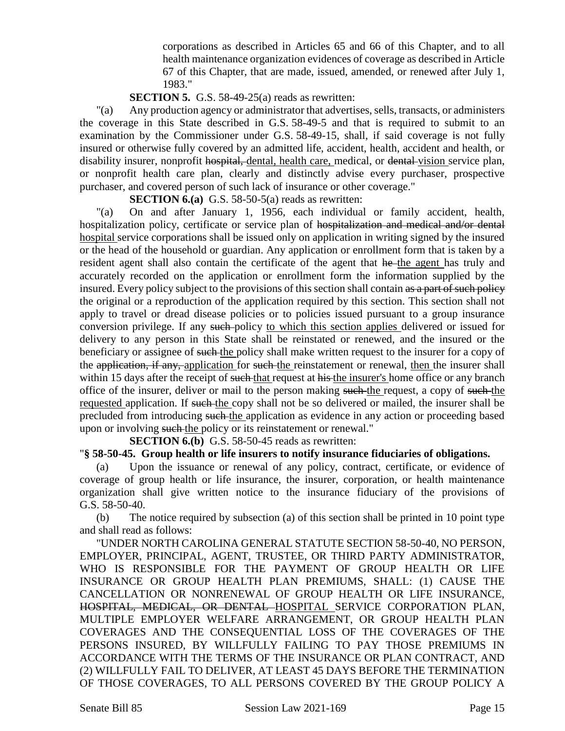corporations as described in Articles 65 and 66 of this Chapter, and to all health maintenance organization evidences of coverage as described in Article 67 of this Chapter, that are made, issued, amended, or renewed after July 1, 1983."

**SECTION 5.** G.S. 58-49-25(a) reads as rewritten:

"(a) Any production agency or administrator that advertises, sells, transacts, or administers the coverage in this State described in G.S. 58-49-5 and that is required to submit to an examination by the Commissioner under G.S. 58-49-15, shall, if said coverage is not fully insured or otherwise fully covered by an admitted life, accident, health, accident and health, or disability insurer, nonprofit ~~hospital,~~ <u>dental, health care,</u> medical, or ~~dental~~ <u>vision</u> service plan, or nonprofit health care plan, clearly and distinctly advise every purchaser, prospective purchaser, and covered person of such lack of insurance or other coverage."

**SECTION 6.(a)** G.S. 58-50-5(a) reads as rewritten:

"(a) On and after January 1, 1956, each individual or family accident, health, hospitalization policy, certificate or service plan of ~~hospitalization and medical and/or dental~~ <u>hospital</u> service corporations shall be issued only on application in writing signed by the insured or the head of the household or guardian. Any application or enrollment form that is taken by a resident agent shall also contain the certificate of the agent that ~~he~~ <u>the agent</u> has truly and accurately recorded on the application or enrollment form the information supplied by the insured. Every policy subject to the provisions of this section shall contain ~~as a part of such policy~~ the original or a reproduction of the application required by this section. This section shall not apply to travel or dread disease policies or to policies issued pursuant to a group insurance conversion privilege. If any ~~such~~ policy <u>to which this section applies</u> delivered or issued for delivery to any person in this State shall be reinstated or renewed, and the insured or the beneficiary or assignee of ~~such~~ <u>the</u> policy shall make written request to the insurer for a copy of the ~~application, if any,~~ <u>application</u> for ~~such~~ <u>the</u> reinstatement or renewal, <u>then</u> the insurer shall within 15 days after the receipt of ~~such~~ <u>that</u> request at ~~his~~ <u>the insurer's</u> home office or any branch office of the insurer, deliver or mail to the person making ~~such~~ <u>the</u> request, a copy of ~~such~~ <u>the requested</u> application. If ~~such~~ <u>the</u> copy shall not be so delivered or mailed, the insurer shall be precluded from introducing ~~such~~ <u>the</u> application as evidence in any action or proceeding based upon or involving ~~such~~ <u>the</u> policy or its reinstatement or renewal."

**SECTION 6.(b)** G.S. 58-50-45 reads as rewritten:

"**§ 58-50-45. Group health or life insurers to notify insurance fiduciaries of obligations.**

(a) Upon the issuance or renewal of any policy, contract, certificate, or evidence of coverage of group health or life insurance, the insurer, corporation, or health maintenance organization shall give written notice to the insurance fiduciary of the provisions of G.S. 58-50-40.

(b) The notice required by subsection (a) of this section shall be printed in 10 point type and shall read as follows:

"UNDER NORTH CAROLINA GENERAL STATUTE SECTION 58-50-40, NO PERSON, EMPLOYER, PRINCIPAL, AGENT, TRUSTEE, OR THIRD PARTY ADMINISTRATOR, WHO IS RESPONSIBLE FOR THE PAYMENT OF GROUP HEALTH OR LIFE INSURANCE OR GROUP HEALTH PLAN PREMIUMS, SHALL: (1) CAUSE THE CANCELLATION OR NONRENEWAL OF GROUP HEALTH OR LIFE INSURANCE, ~~HOSPITAL, MEDICAL, OR DENTAL~~ <u>HOSPITAL</u> SERVICE CORPORATION PLAN, MULTIPLE EMPLOYER WELFARE ARRANGEMENT, OR GROUP HEALTH PLAN COVERAGES AND THE CONSEQUENTIAL LOSS OF THE COVERAGES OF THE PERSONS INSURED, BY WILLFULLY FAILING TO PAY THOSE PREMIUMS IN ACCORDANCE WITH THE TERMS OF THE INSURANCE OR PLAN CONTRACT, AND (2) WILLFULLY FAIL TO DELIVER, AT LEAST 45 DAYS BEFORE THE TERMINATION OF THOSE COVERAGES, TO ALL PERSONS COVERED BY THE GROUP POLICY A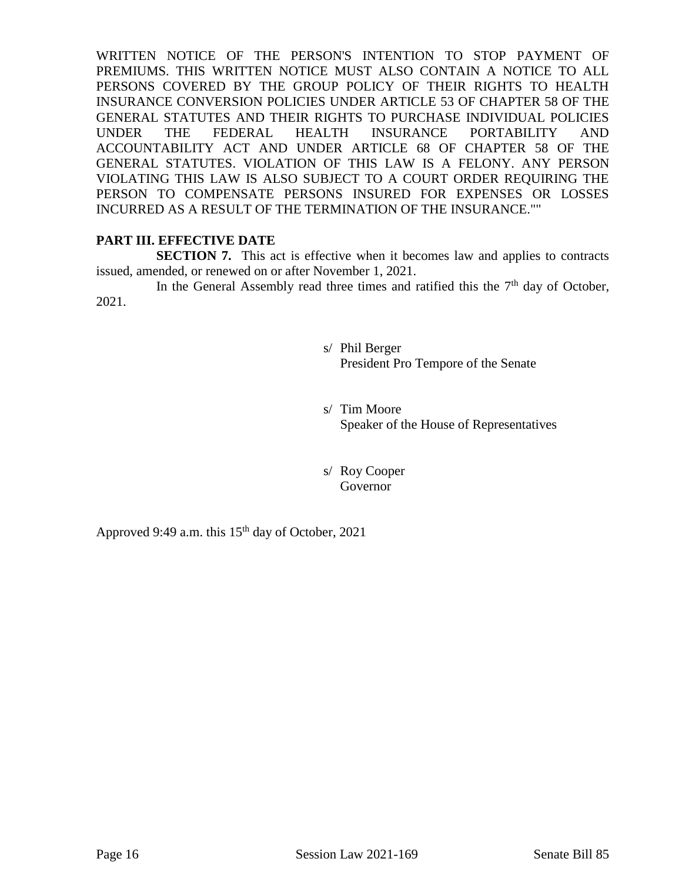WRITTEN NOTICE OF THE PERSON'S INTENTION TO STOP PAYMENT OF PREMIUMS. THIS WRITTEN NOTICE MUST ALSO CONTAIN A NOTICE TO ALL PERSONS COVERED BY THE GROUP POLICY OF THEIR RIGHTS TO HEALTH INSURANCE CONVERSION POLICIES UNDER ARTICLE 53 OF CHAPTER 58 OF THE GENERAL STATUTES AND THEIR RIGHTS TO PURCHASE INDIVIDUAL POLICIES UNDER THE FEDERAL HEALTH INSURANCE PORTABILITY AND ACCOUNTABILITY ACT AND UNDER ARTICLE 68 OF CHAPTER 58 OF THE GENERAL STATUTES. VIOLATION OF THIS LAW IS A FELONY. ANY PERSON VIOLATING THIS LAW IS ALSO SUBJECT TO A COURT ORDER REQUIRING THE PERSON TO COMPENSATE PERSONS INSURED FOR EXPENSES OR LOSSES INCURRED AS A RESULT OF THE TERMINATION OF THE INSURANCE.""

**PART III. EFFECTIVE DATE**

**SECTION 7.** This act is effective when it becomes law and applies to contracts issued, amended, or renewed on or after November 1, 2021.

In the General Assembly read three times and ratified this the 7th day of October, 2021.

s/ Phil Berger
President Pro Tempore of the Senate

s/ Tim Moore
Speaker of the House of Representatives

s/ Roy Cooper
Governor

Approved 9:49 a.m. this 15th day of October, 2021